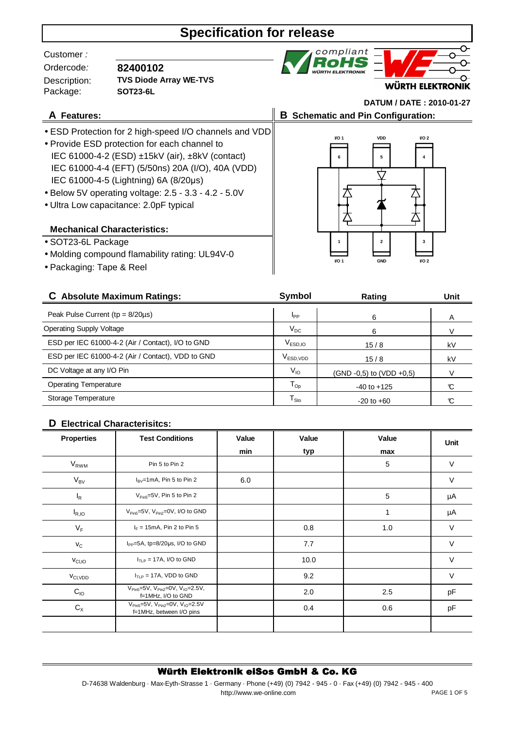# Specification for release

Customer :

Ordercode: **82400102**

Description: **TVS Diode Array WE-TVS**

Package: **SOT23-6L**

**DATUM / DATE : 2010-01-27**

## A Features:

- ESD Protection for 2 high-speed I/O channels and VDD
- Provide ESD protection for each channel to IEC 61000-4-2 (ESD) ±15kV (air), ±8kV (contact) IEC 61000-4-4 (EFT) (5/50ns) 20A (I/O), 40A (VDD) IEC 61000-4-5 (Lightning) 6A (8/20µs)
- Below 5V operating voltage: 2.5 - 3.3 - 4.2 - 5.0V
- Ultra Low capacitance: 2.0pF typical

### Mechanical Characteristics:

- SOT23-6L Package
- Molding compound flamability rating: UL94V-0
- Packaging: Tape & Reel

## B Schematic and Pin Configuration:

I/O 1
VDD
I/O 2
6
5
4
1
2
3
I/O 1
GND
I/O 2

## C Absolute Maximum Ratings:

| C Absolute Maximum Ratings: | Symbol | Rating | Unit |
|---|---|---|---|
| Peak Pulse Current (tp = 8/20µs) | $I_{PP}$ | 6 | A |
| Operating Supply Voltage | $V_{DC}$ | 6 | V |
| ESD per IEC 61000-4-2 (Air / Contact), I/O to GND | $V_{ESD,IO}$ | 15 / 8 | kV |
| ESD per IEC 61000-4-2 (Air / Contact), VDD to GND | $V_{ESD,VDD}$ | 15 / 8 | kV |
| DC Voltage at any I/O Pin | $V_{IO}$ | (GND -0,5) to (VDD +0,5) | V |
| Operating Temperature | $T_{Op}$ | -40 to +125 | ℃ |
| Storage Temperature | $T_{Sto}$ | -20 to +60 | ℃ |

## D Electrical Characterisitcs:

| Properties | Test Conditions | Value min | Value typ | Value max | Unit |
|---|---|---|---|---|---|
| $V_{RWM}$ | Pin 5 to Pin 2 | | | 5 | V |
| $V_{BV}$ | $I_{BV}$=1mA, Pin 5 to Pin 2 | 6.0 | | | V |
| $I_R$ | $V_{Pin5}$=5V, Pin 5 to Pin 2 | | | 5 | µA |
| $I_{R,IO}$ | $V_{Pin5}$=5V, $V_{Pin2}$=0V, I/O to GND | | | 1 | µA |
| $V_F$ | $I_F$ = 15mA, Pin 2 to Pin 5 | | 0.8 | 1.0 | V |
| $V_C$ | $I_{PP}$=5A, tp=8/20µs, I/O to GND | | 7.7 | | V |
| $V_{Cl,IO}$ | $I_{TLP}$ = 17A, I/O to GND | | 10.0 | | V |
| $V_{Cl,VDD}$ | $I_{TLP}$ = 17A, VDD to GND | | 9.2 | | V |
| $C_{IO}$ | $V_{Pin5}$=5V, $V_{Pin2}$=0V, $V_{IO}$=2.5V, f=1MHz, I/O to GND | | 2.0 | 2.5 | pF |
| $C_X$ | $V_{Pin5}$=5V, $V_{Pin2}$=0V, $V_{IO}$=2.5V f=1MHz, between I/O pins | | 0.4 | 0.6 | pF |
| | | | | | |

**Würth Elektronik eiSos GmbH & Co. KG**

D-74638 Waldenburg · Max-Eyth-Strasse 1 · Germany · Phone (+49) (0) 7942 - 945 - 0 · Fax (+49) (0) 7942 - 945 - 400
http://www.we-online.com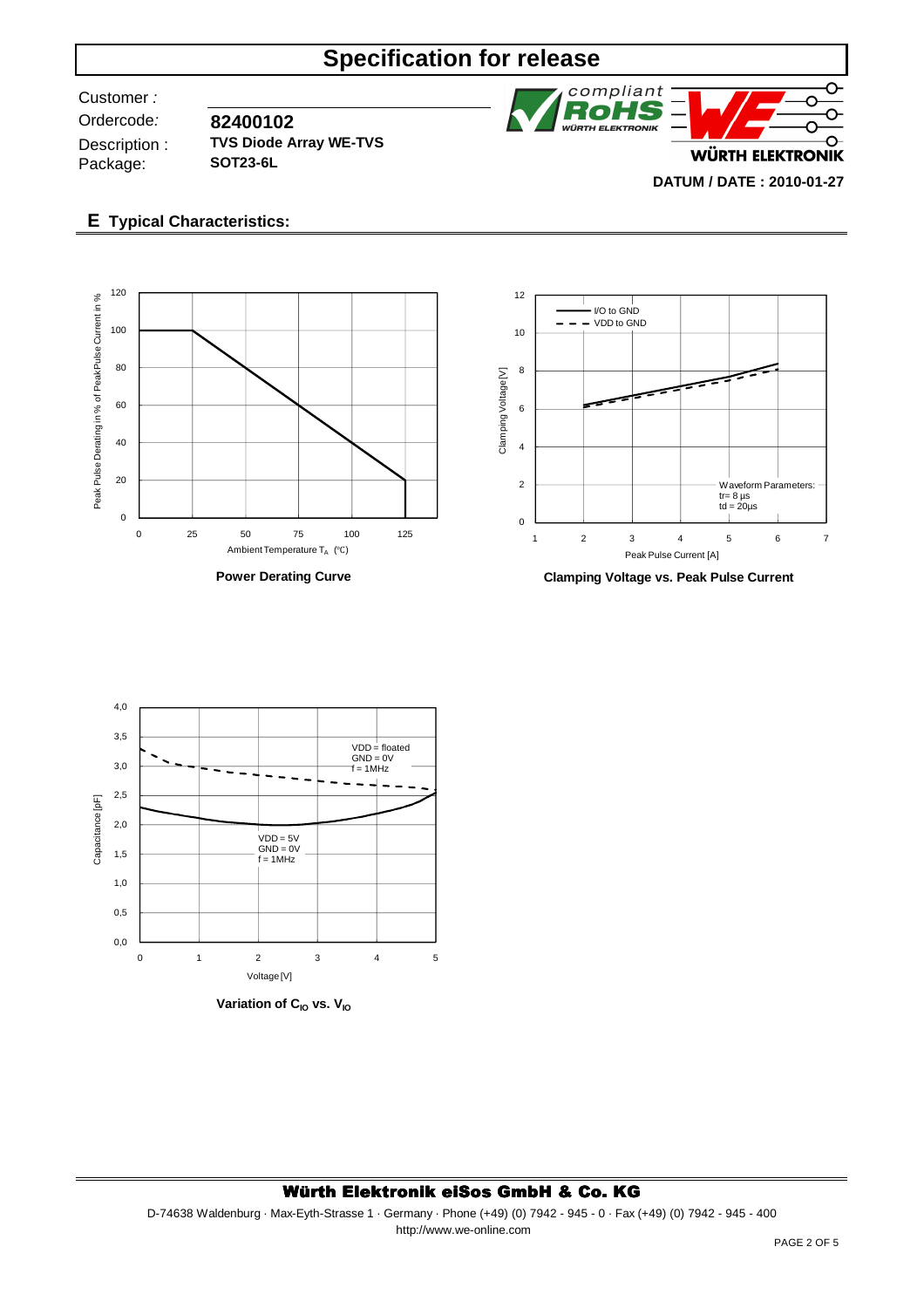# Specification for release

Customer :

Ordercode: **82400102**

Description : **TVS Diode Array WE-TVS**

Package: **SOT23-6L**

**DATUM / DATE : 2010-01-27**

## E Typical Characteristics:

Peak Pulse Derating in % of Peak Pulse Current in %

120
100
80
60
40
20
0

0 25 50 75 100 125

Ambient Temperature $T_A$ (°C)

**Power Derating Curve**

Clamping Voltage [V]

12
10
8
6
4
2
0

1 2 3 4 5 6 7

Peak Pulse Current [A]

I/O to GND
VDD to GND

Waveform Parameters:
tr= 8 µs
td = 20µs

**Clamping Voltage vs. Peak Pulse Current**

Capacitance [pF]

4,0
3,5
3,0
2,5
2,0
1,5
1,0
0,5
0,0

0 1 2 3 4 5

Voltage [V]

VDD = floated
GND = 0V
f = 1MHz

VDD = 5V
GND = 0V
f = 1MHz

**Variation of $C_{IO}$ vs. $V_{IO}$**

**Würth Elektronik eiSos GmbH & Co. KG**

D-74638 Waldenburg · Max-Eyth-Strasse 1 · Germany · Phone (+49) (0) 7942 - 945 - 0 · Fax (+49) (0) 7942 - 945 - 400

http://www.we-online.com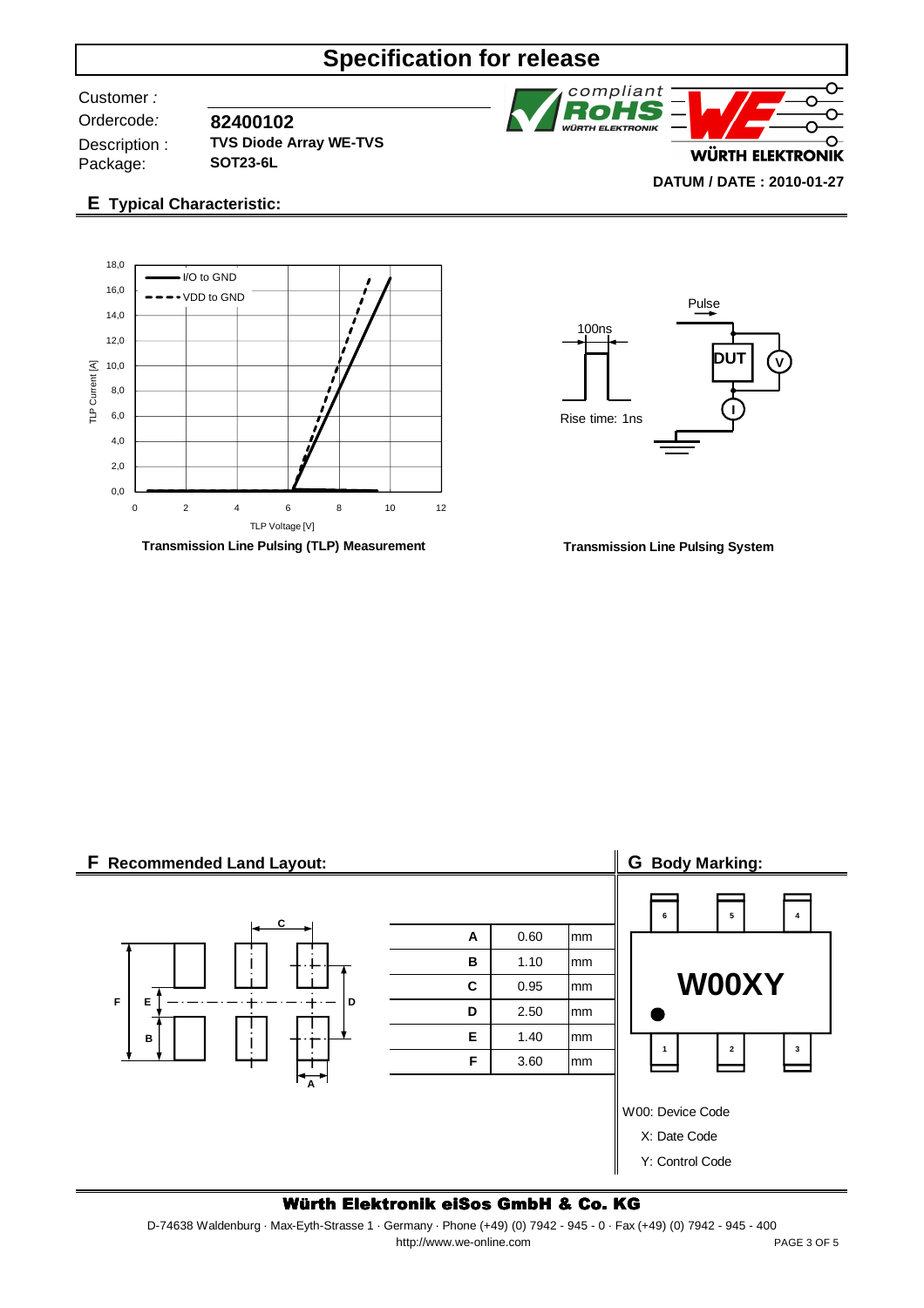# Specification for release

Customer :

Ordercode: **82400102**

Description : **TVS Diode Array WE-TVS**

Package: **SOT23-6L**

compliant RoHS WÜRTH ELEKTRONIK

WÜRTH ELEKTRONIK

**DATUM / DATE : 2010-01-27**

## E Typical Characteristic:

I/O to GND

VDD to GND

TLP Current [A]

18,0
16,0
14,0
12,0
10,0
8,0
6,0
4,0
2,0
0,0

0 2 4 6 8 10 12

TLP Voltage [V]

**Transmission Line Pulsing (TLP) Measurement**

Pulse

100ns

DUT

V

I

Rise time: 1ns

**Transmission Line Pulsing System**

## F Recommended Land Layout:

C

F

E

B

D

A

| | | |
|---|---|---|
| **A** | 0.60 | mm |
| **B** | 1.10 | mm |
| **C** | 0.95 | mm |
| **D** | 2.50 | mm |
| **E** | 1.40 | mm |
| **F** | 3.60 | mm |

## G Body Marking:

6 5 4

**W00XY**

1 2 3

W00: Device Code

X: Date Code

Y: Control Code

**Würth Elektronik eiSos GmbH & Co. KG**

D-74638 Waldenburg · Max-Eyth-Strasse 1 · Germany · Phone (+49) (0) 7942 - 945 - 0 · Fax (+49) (0) 7942 - 945 - 400

http://www.we-online.com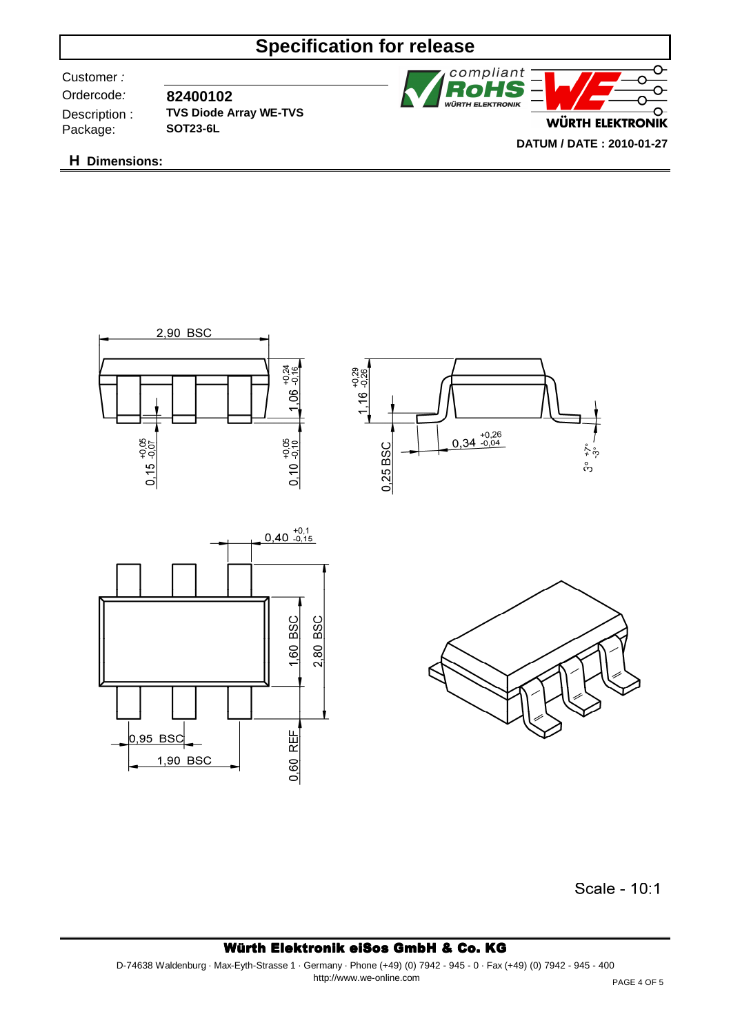# Specification for release

Customer :

Ordercode: **82400102**

Description : **TVS Diode Array WE-TVS**

Package: **SOT23-6L**

compliant RoHS WÜRTH ELEKTRONIK

WÜRTH ELEKTRONIK

**DATUM / DATE : 2010-01-27**

## H Dimensions:

2,90 BSC

1,06 +0,24 -0,16

0,15 +0,05 -0,07

0,10 +0,05 -0,10

1,16 +0,29 -0,26

0,25 BSC

0,34 +0,26 -0,04

3° +7° -3°

0,40 +0,1 -0,15

1,60 BSC

2,80 BSC

0,95 BSC

1,90 BSC

0,60 REF

Scale - 10:1

**Würth Elektronik eiSos GmbH & Co. KG**

D-74638 Waldenburg · Max-Eyth-Strasse 1 · Germany · Phone (+49) (0) 7942 - 945 - 0 · Fax (+49) (0) 7942 - 945 - 400
http://www.we-online.com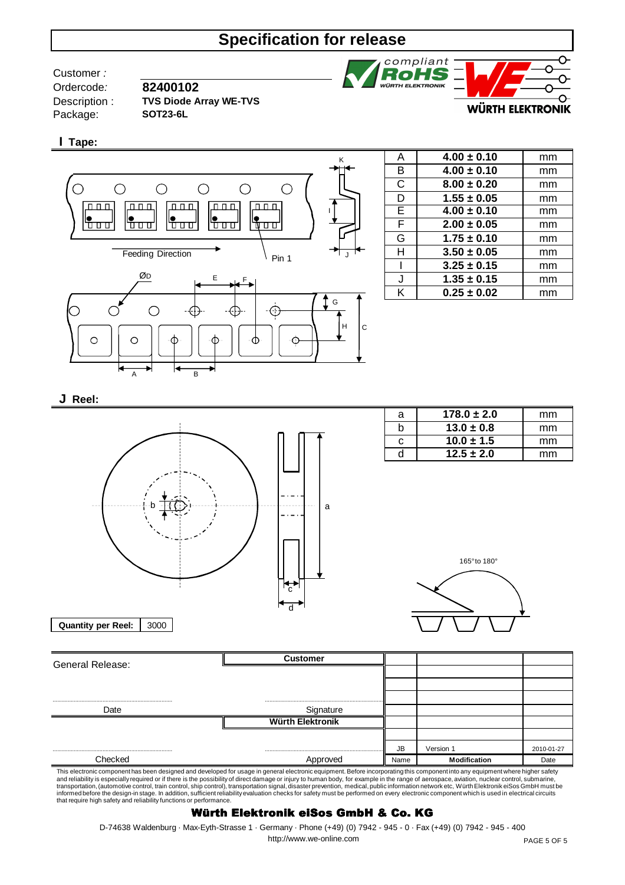# Specification for release

Customer :
Ordercode: **82400102**
Description : **TVS Diode Array WE-TVS**
Package: **SOT23-6L**

compliant RoHS WÜRTH ELEKTRONIK

WÜRTH ELEKTRONIK

## I Tape:

Feeding Direction
Pin 1
ØD
E F G H C A B K I J

| | | |
|---|---|---|
| A | **4.00 ± 0.10** | mm |
| B | **4.00 ± 0.10** | mm |
| C | **8.00 ± 0.20** | mm |
| D | **1.55 ± 0.05** | mm |
| E | **4.00 ± 0.10** | mm |
| F | **2.00 ± 0.05** | mm |
| G | **1.75 ± 0.10** | mm |
| H | **3.50 ± 0.05** | mm |
| I | **3.25 ± 0.15** | mm |
| J | **1.35 ± 0.15** | mm |
| K | **0.25 ± 0.02** | mm |

## J Reel:

b a c d

| | | |
|---|---|---|
| a | **178.0 ± 2.0** | mm |
| b | **13.0 ± 0.8** | mm |
| c | **10.0 ± 1.5** | mm |
| d | **12.5 ± 2.0** | mm |

165° to 180°

**Quantity per Reel:** 3000

| General Release: | Customer | | | |
|---|---|---|---|---|
| | | | | |
| Date | Signature | | | |
| | Würth Elektronik | | | |
| | | JB | Version 1 | 2010-01-27 |
| Checked | Approved | Name | **Modification** | Date |

This electronic component has been designed and developed for usage in general electronic equipment. Before incorporating this component into any equipment where higher safety and reliability is especially required or if there is the possibility of direct damage or injury to human body, for example in the range of aerospace, aviation, nuclear control, submarine, transportation, (automotive control, train control, ship control), transportation signal, disaster prevention, medical, public information network etc, Würth Elektronik eiSos GmbH must be informed before the design-in stage. In addition, sufficient reliability evaluation checks for safety must be performed on every electronic component which is used in electrical circuits that require high safety and reliability functions or performance.

**Würth Elektronik eiSos GmbH & Co. KG**

D-74638 Waldenburg · Max-Eyth-Strasse 1 · Germany · Phone (+49) (0) 7942 - 945 - 0 · Fax (+49) (0) 7942 - 945 - 400
http://www.we-online.com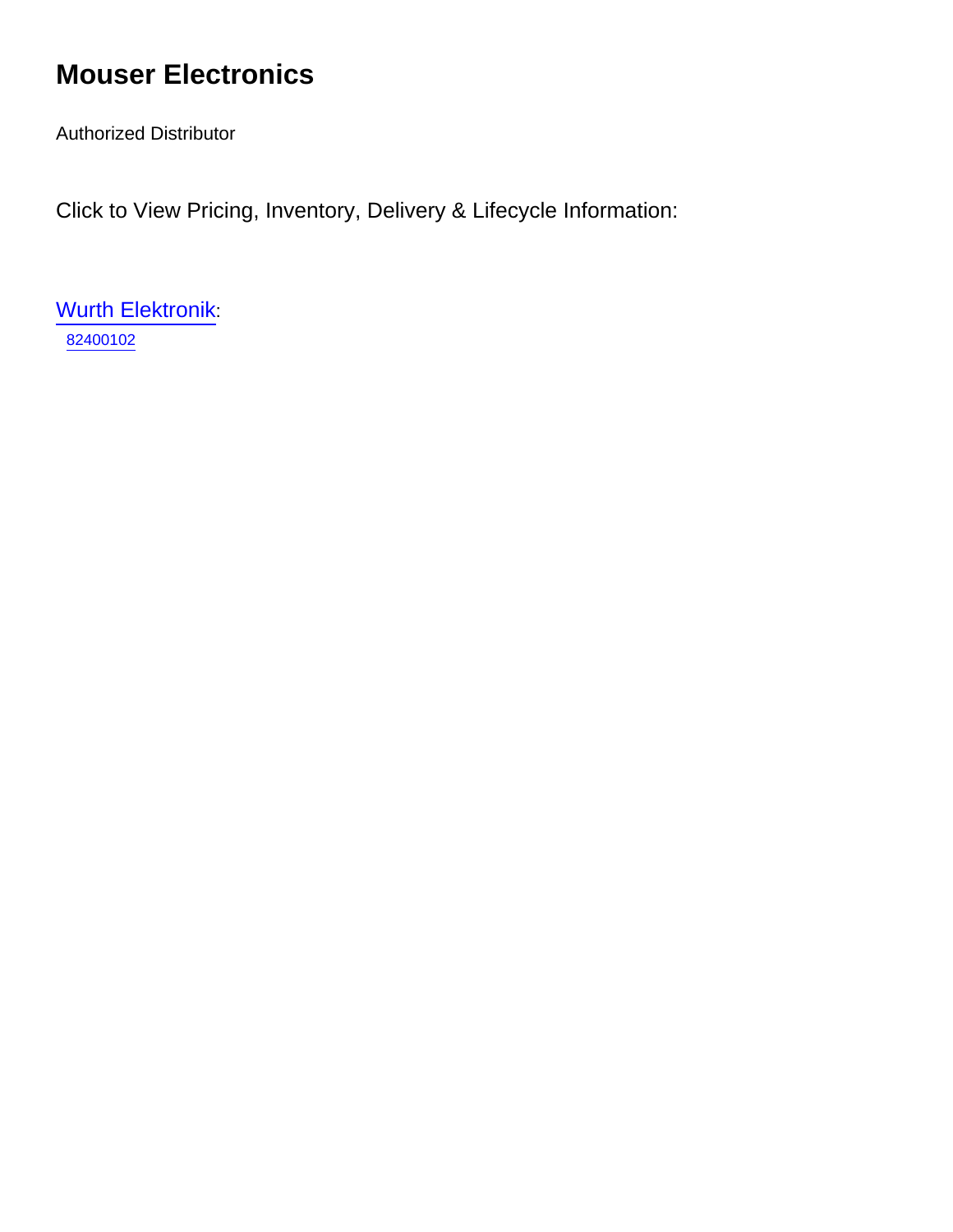# Mouser Electronics

Authorized Distributor

Click to View Pricing, Inventory, Delivery & Lifecycle Information:

Wurth Elektronik:

82400102